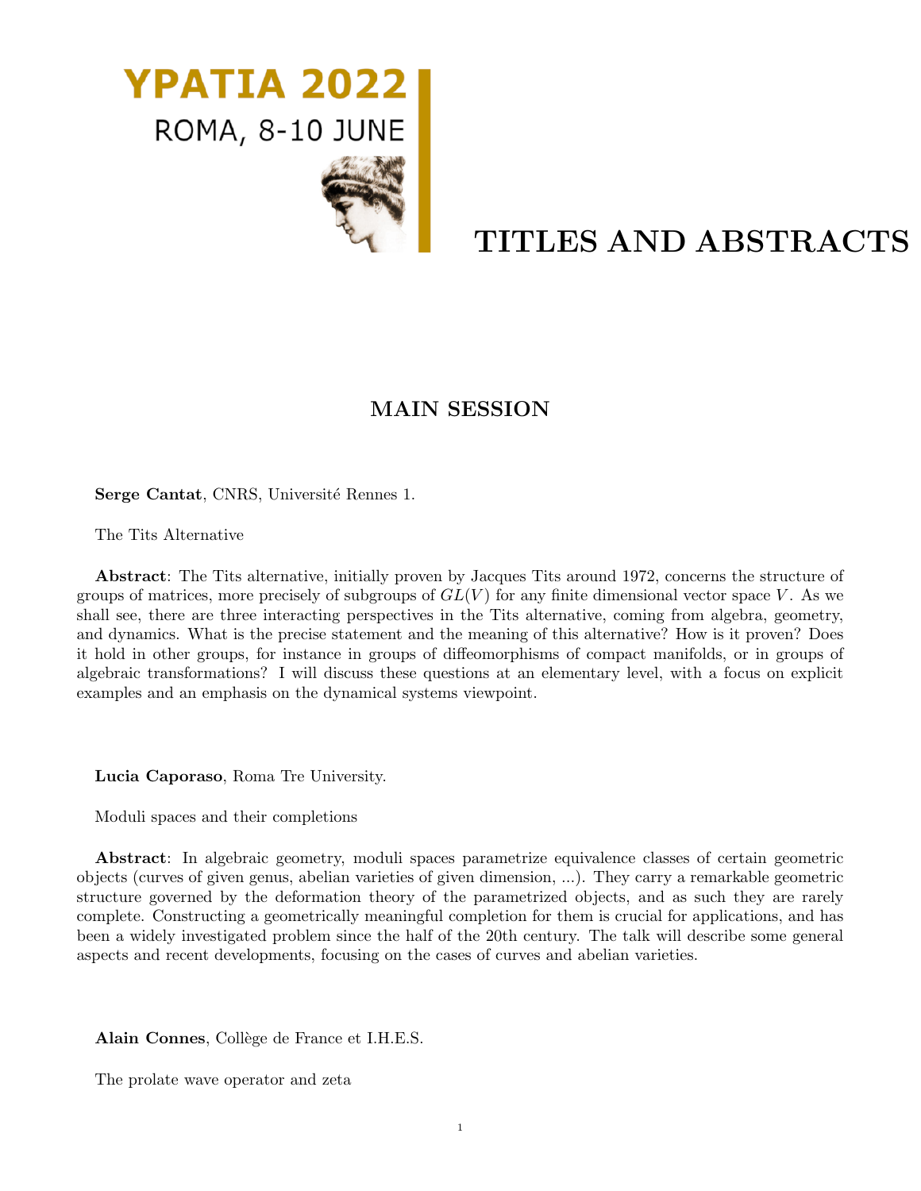YPATIA 2022

ROMA, 8-10 JUNE

# TITLES AND ABSTRACTS

## MAIN SESSION

**Serge Cantat**, CNRS, Université Rennes 1.

The Tits Alternative

**Abstract**: The Tits alternative, initially proven by Jacques Tits around 1972, concerns the structure of groups of matrices, more precisely of subgroups of $GL(V)$ for any finite dimensional vector space $V$. As we shall see, there are three interacting perspectives in the Tits alternative, coming from algebra, geometry, and dynamics. What is the precise statement and the meaning of this alternative? How is it proven? Does it hold in other groups, for instance in groups of diffeomorphisms of compact manifolds, or in groups of algebraic transformations? I will discuss these questions at an elementary level, with a focus on explicit examples and an emphasis on the dynamical systems viewpoint.

**Lucia Caporaso**, Roma Tre University.

Moduli spaces and their completions

**Abstract**: In algebraic geometry, moduli spaces parametrize equivalence classes of certain geometric objects (curves of given genus, abelian varieties of given dimension, ...). They carry a remarkable geometric structure governed by the deformation theory of the parametrized objects, and as such they are rarely complete. Constructing a geometrically meaningful completion for them is crucial for applications, and has been a widely investigated problem since the half of the 20th century. The talk will describe some general aspects and recent developments, focusing on the cases of curves and abelian varieties.

**Alain Connes**, Collège de France et I.H.E.S.

The prolate wave operator and zeta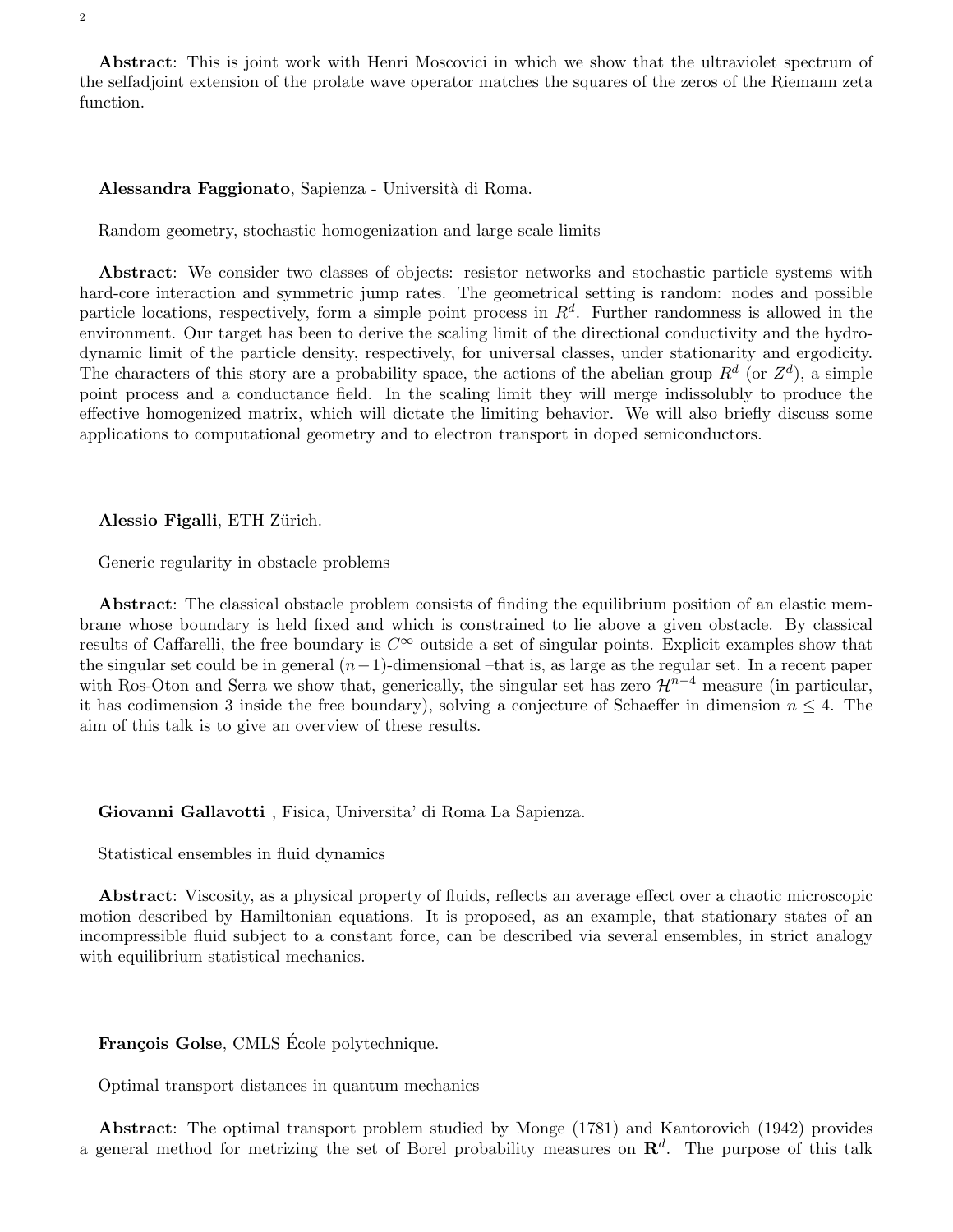**Abstract**: This is joint work with Henri Moscovici in which we show that the ultraviolet spectrum of the selfadjoint extension of the prolate wave operator matches the squares of the zeros of the Riemann zeta function.

**Alessandra Faggionato**, Sapienza - Università di Roma.

Random geometry, stochastic homogenization and large scale limits

**Abstract**: We consider two classes of objects: resistor networks and stochastic particle systems with hard-core interaction and symmetric jump rates. The geometrical setting is random: nodes and possible particle locations, respectively, form a simple point process in $R^d$. Further randomness is allowed in the environment. Our target has been to derive the scaling limit of the directional conductivity and the hydrodynamic limit of the particle density, respectively, for universal classes, under stationarity and ergodicity. The characters of this story are a probability space, the actions of the abelian group $R^d$ (or $Z^d$), a simple point process and a conductance field. In the scaling limit they will merge indissolubly to produce the effective homogenized matrix, which will dictate the limiting behavior. We will also briefly discuss some applications to computational geometry and to electron transport in doped semiconductors.

**Alessio Figalli**, ETH Zürich.

Generic regularity in obstacle problems

**Abstract**: The classical obstacle problem consists of finding the equilibrium position of an elastic membrane whose boundary is held fixed and which is constrained to lie above a given obstacle. By classical results of Caffarelli, the free boundary is $C^\infty$ outside a set of singular points. Explicit examples show that the singular set could be in general $(n-1)$-dimensional –that is, as large as the regular set. In a recent paper with Ros-Oton and Serra we show that, generically, the singular set has zero $\mathcal{H}^{n-4}$ measure (in particular, it has codimension 3 inside the free boundary), solving a conjecture of Schaeffer in dimension $n \leq 4$. The aim of this talk is to give an overview of these results.

**Giovanni Gallavotti** , Fisica, Universita' di Roma La Sapienza.

Statistical ensembles in fluid dynamics

**Abstract**: Viscosity, as a physical property of fluids, reflects an average effect over a chaotic microscopic motion described by Hamiltonian equations. It is proposed, as an example, that stationary states of an incompressible fluid subject to a constant force, can be described via several ensembles, in strict analogy with equilibrium statistical mechanics.

**François Golse**, CMLS École polytechnique.

Optimal transport distances in quantum mechanics

**Abstract**: The optimal transport problem studied by Monge (1781) and Kantorovich (1942) provides a general method for metrizing the set of Borel probability measures on $\mathbf{R}^d$. The purpose of this talk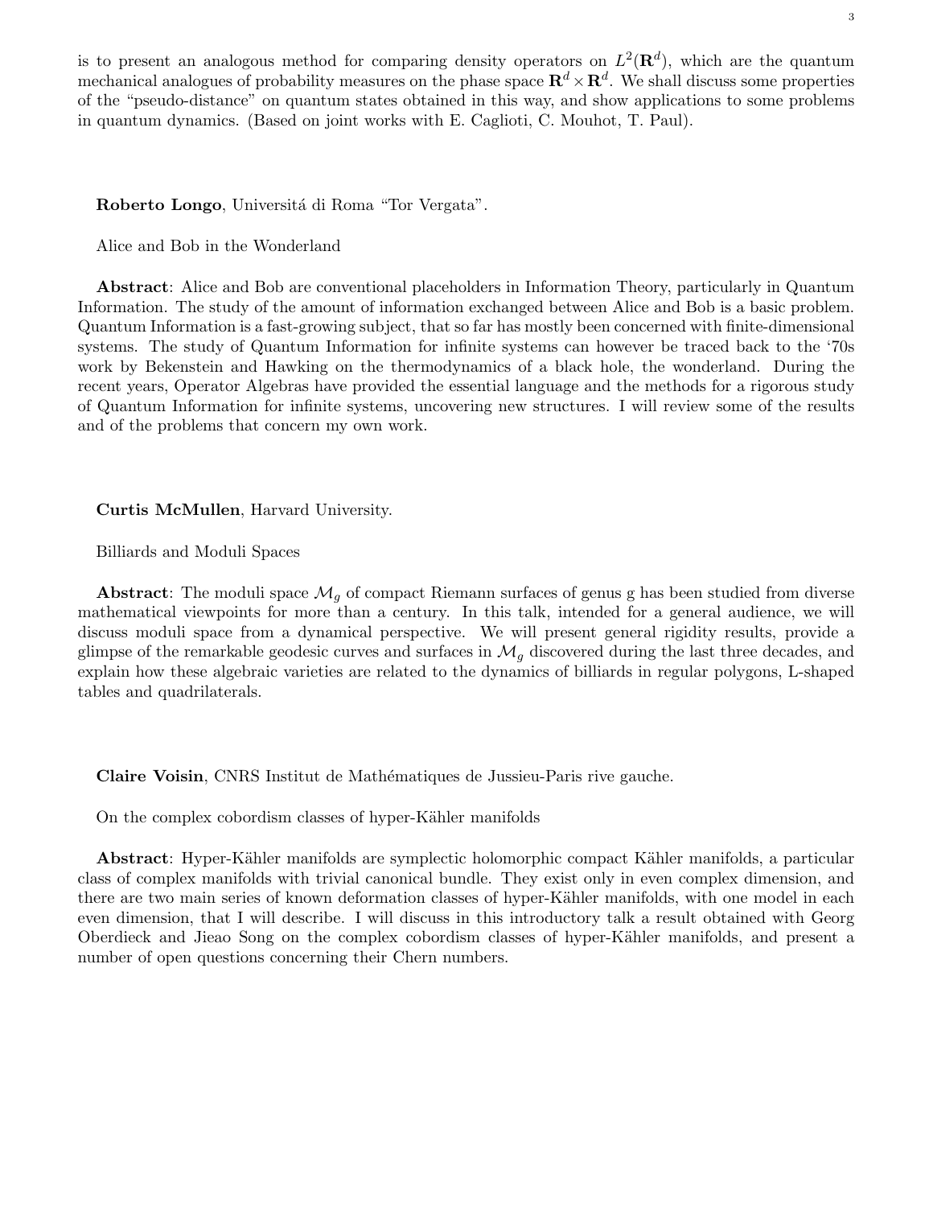is to present an analogous method for comparing density operators on $L^2(\mathbf{R}^d)$, which are the quantum mechanical analogues of probability measures on the phase space $\mathbf{R}^d \times \mathbf{R}^d$. We shall discuss some properties of the "pseudo-distance" on quantum states obtained in this way, and show applications to some problems in quantum dynamics. (Based on joint works with E. Caglioti, C. Mouhot, T. Paul).

**Roberto Longo**, Universitá di Roma "Tor Vergata".

Alice and Bob in the Wonderland

**Abstract**: Alice and Bob are conventional placeholders in Information Theory, particularly in Quantum Information. The study of the amount of information exchanged between Alice and Bob is a basic problem. Quantum Information is a fast-growing subject, that so far has mostly been concerned with finite-dimensional systems. The study of Quantum Information for infinite systems can however be traced back to the '70s work by Bekenstein and Hawking on the thermodynamics of a black hole, the wonderland. During the recent years, Operator Algebras have provided the essential language and the methods for a rigorous study of Quantum Information for infinite systems, uncovering new structures. I will review some of the results and of the problems that concern my own work.

**Curtis McMullen**, Harvard University.

Billiards and Moduli Spaces

**Abstract**: The moduli space $\mathcal{M}_g$ of compact Riemann surfaces of genus g has been studied from diverse mathematical viewpoints for more than a century. In this talk, intended for a general audience, we will discuss moduli space from a dynamical perspective. We will present general rigidity results, provide a glimpse of the remarkable geodesic curves and surfaces in $\mathcal{M}_g$ discovered during the last three decades, and explain how these algebraic varieties are related to the dynamics of billiards in regular polygons, L-shaped tables and quadrilaterals.

**Claire Voisin**, CNRS Institut de Mathématiques de Jussieu-Paris rive gauche.

On the complex cobordism classes of hyper-Kähler manifolds

**Abstract**: Hyper-Kähler manifolds are symplectic holomorphic compact Kähler manifolds, a particular class of complex manifolds with trivial canonical bundle. They exist only in even complex dimension, and there are two main series of known deformation classes of hyper-Kähler manifolds, with one model in each even dimension, that I will describe. I will discuss in this introductory talk a result obtained with Georg Oberdieck and Jieao Song on the complex cobordism classes of hyper-Kähler manifolds, and present a number of open questions concerning their Chern numbers.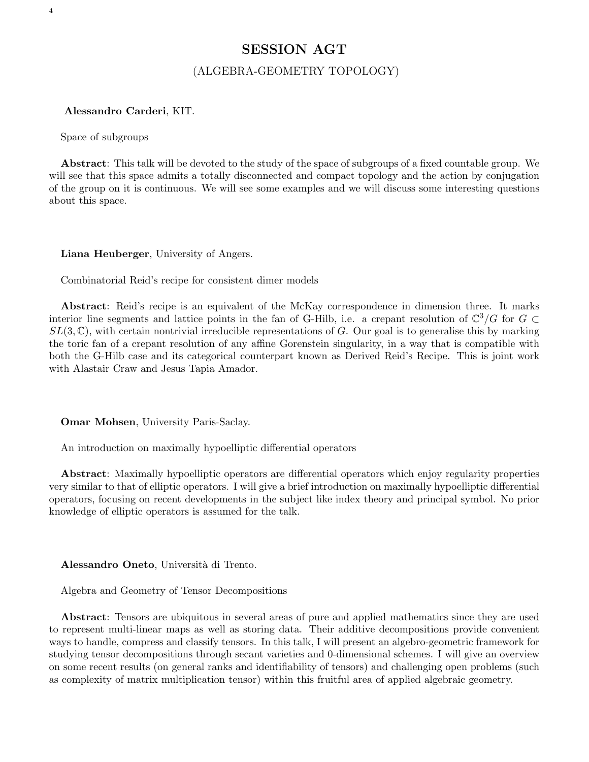# SESSION AGT

## (ALGEBRA-GEOMETRY TOPOLOGY)

**Alessandro Carderi**, KIT.

Space of subgroups

**Abstract**: This talk will be devoted to the study of the space of subgroups of a fixed countable group. We will see that this space admits a totally disconnected and compact topology and the action by conjugation of the group on it is continuous. We will see some examples and we will discuss some interesting questions about this space.

**Liana Heuberger**, University of Angers.

Combinatorial Reid's recipe for consistent dimer models

**Abstract**: Reid's recipe is an equivalent of the McKay correspondence in dimension three. It marks interior line segments and lattice points in the fan of G-Hilb, i.e. a crepant resolution of $\mathbb{C}^3/G$ for $G \subset SL(3, \mathbb{C})$, with certain nontrivial irreducible representations of $G$. Our goal is to generalise this by marking the toric fan of a crepant resolution of any affine Gorenstein singularity, in a way that is compatible with both the G-Hilb case and its categorical counterpart known as Derived Reid's Recipe. This is joint work with Alastair Craw and Jesus Tapia Amador.

**Omar Mohsen**, University Paris-Saclay.

An introduction on maximally hypoelliptic differential operators

**Abstract**: Maximally hypoelliptic operators are differential operators which enjoy regularity properties very similar to that of elliptic operators. I will give a brief introduction on maximally hypoelliptic differential operators, focusing on recent developments in the subject like index theory and principal symbol. No prior knowledge of elliptic operators is assumed for the talk.

**Alessandro Oneto**, Università di Trento.

Algebra and Geometry of Tensor Decompositions

**Abstract**: Tensors are ubiquitous in several areas of pure and applied mathematics since they are used to represent multi-linear maps as well as storing data. Their additive decompositions provide convenient ways to handle, compress and classify tensors. In this talk, I will present an algebro-geometric framework for studying tensor decompositions through secant varieties and 0-dimensional schemes. I will give an overview on some recent results (on general ranks and identifiability of tensors) and challenging open problems (such as complexity of matrix multiplication tensor) within this fruitful area of applied algebraic geometry.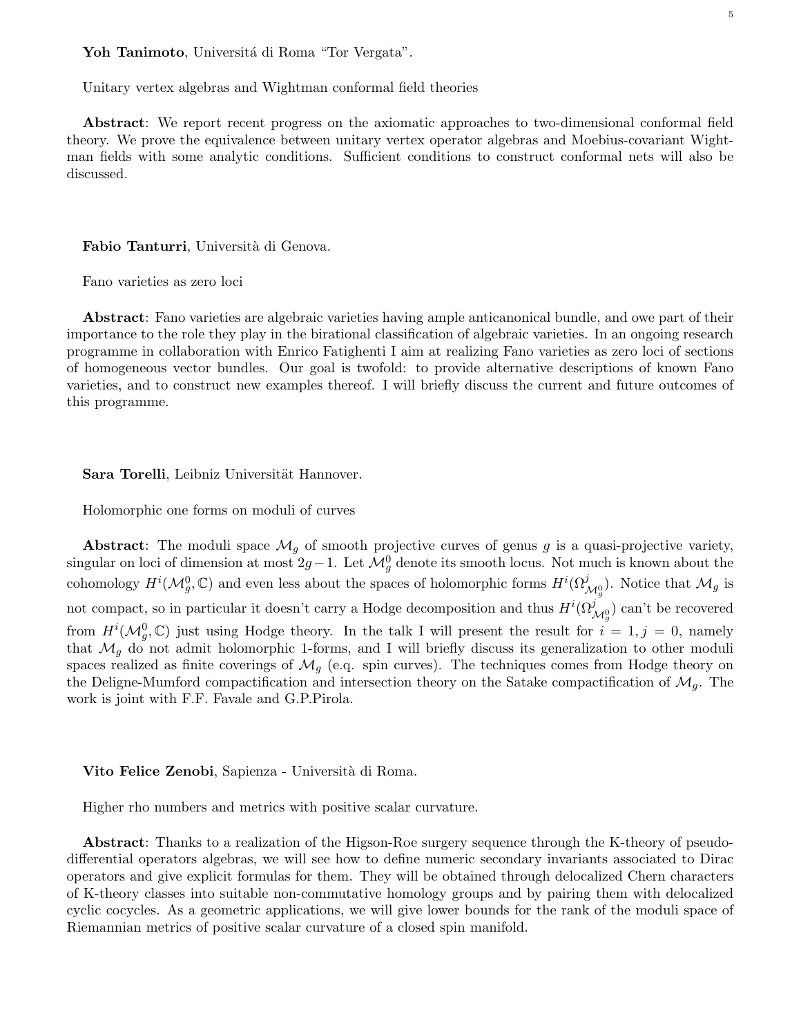**Yoh Tanimoto**, Universitá di Roma "Tor Vergata".

Unitary vertex algebras and Wightman conformal field theories

**Abstract**: We report recent progress on the axiomatic approaches to two-dimensional conformal field theory. We prove the equivalence between unitary vertex operator algebras and Moebius-covariant Wightman fields with some analytic conditions. Sufficient conditions to construct conformal nets will also be discussed.

**Fabio Tanturri**, Università di Genova.

Fano varieties as zero loci

**Abstract**: Fano varieties are algebraic varieties having ample anticanonical bundle, and owe part of their importance to the role they play in the birational classification of algebraic varieties. In an ongoing research programme in collaboration with Enrico Fatighenti I aim at realizing Fano varieties as zero loci of sections of homogeneous vector bundles. Our goal is twofold: to provide alternative descriptions of known Fano varieties, and to construct new examples thereof. I will briefly discuss the current and future outcomes of this programme.

**Sara Torelli**, Leibniz Universität Hannover.

Holomorphic one forms on moduli of curves

**Abstract**: The moduli space $\mathcal{M}_g$ of smooth projective curves of genus $g$ is a quasi-projective variety, singular on loci of dimension at most $2g-1$. Let $\mathcal{M}_g^0$ denote its smooth locus. Not much is known about the cohomology $H^i(\mathcal{M}_g^0, \mathbb{C})$ and even less about the spaces of holomorphic forms $H^i(\Omega^j_{\mathcal{M}_g^0})$. Notice that $\mathcal{M}_g$ is not compact, so in particular it doesn't carry a Hodge decomposition and thus $H^i(\Omega^j_{\mathcal{M}_g^0})$ can't be recovered from $H^i(\mathcal{M}_g^0, \mathbb{C})$ just using Hodge theory. In the talk I will present the result for $i = 1, j = 0$, namely that $\mathcal{M}_g$ do not admit holomorphic 1-forms, and I will briefly discuss its generalization to other moduli spaces realized as finite coverings of $\mathcal{M}_g$ (e.g. spin curves). The techniques comes from Hodge theory on the Deligne-Mumford compactification and intersection theory on the Satake compactification of $\mathcal{M}_g$. The work is joint with F.F. Favale and G.P.Pirola.

**Vito Felice Zenobi**, Sapienza - Università di Roma.

Higher rho numbers and metrics with positive scalar curvature.

**Abstract**: Thanks to a realization of the Higson-Roe surgery sequence through the K-theory of pseudo-differential operators algebras, we will see how to define numeric secondary invariants associated to Dirac operators and give explicit formulas for them. They will be obtained through delocalized Chern characters of K-theory classes into suitable non-commutative homology groups and by pairing them with delocalized cyclic cocycles. As a geometric applications, we will give lower bounds for the rank of the moduli space of Riemannian metrics of positive scalar curvature of a closed spin manifold.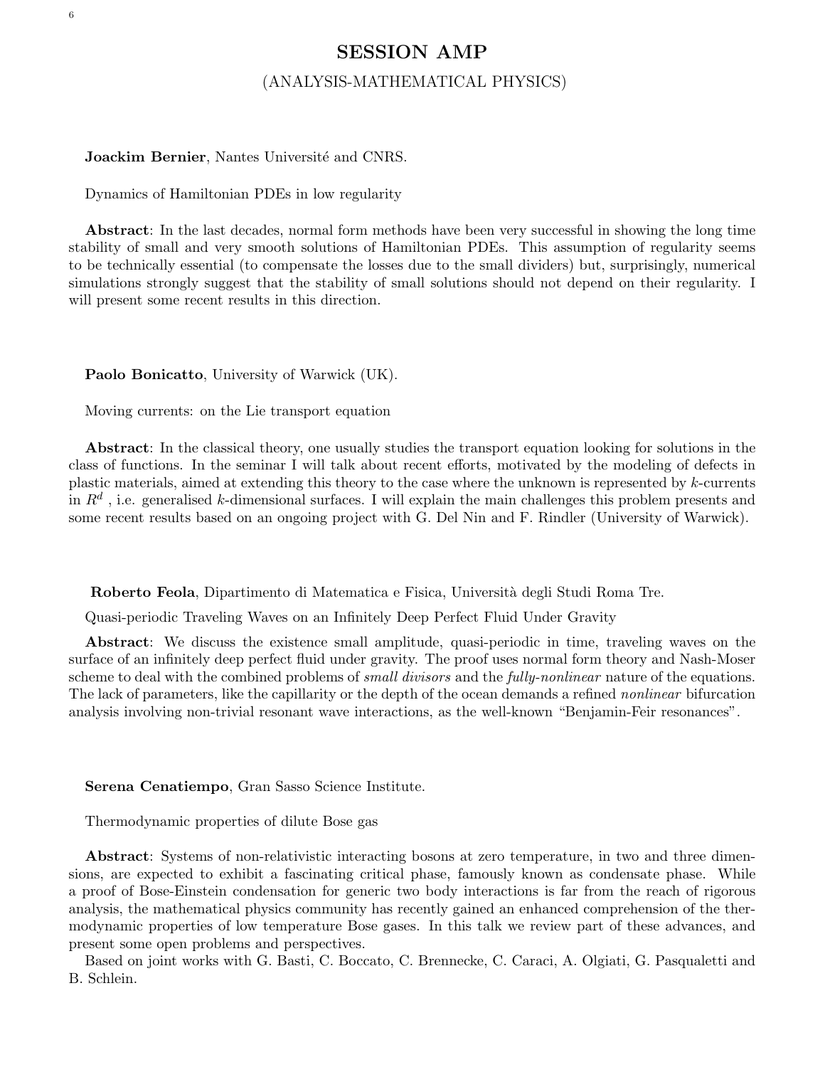# SESSION AMP

## (ANALYSIS-MATHEMATICAL PHYSICS)

**Joackim Bernier**, Nantes Université and CNRS.

Dynamics of Hamiltonian PDEs in low regularity

**Abstract**: In the last decades, normal form methods have been very successful in showing the long time stability of small and very smooth solutions of Hamiltonian PDEs. This assumption of regularity seems to be technically essential (to compensate the losses due to the small dividers) but, surprisingly, numerical simulations strongly suggest that the stability of small solutions should not depend on their regularity. I will present some recent results in this direction.

**Paolo Bonicatto**, University of Warwick (UK).

Moving currents: on the Lie transport equation

**Abstract**: In the classical theory, one usually studies the transport equation looking for solutions in the class of functions. In the seminar I will talk about recent efforts, motivated by the modeling of defects in plastic materials, aimed at extending this theory to the case where the unknown is represented by $k$-currents in $R^d$ , i.e. generalised $k$-dimensional surfaces. I will explain the main challenges this problem presents and some recent results based on an ongoing project with G. Del Nin and F. Rindler (University of Warwick).

**Roberto Feola**, Dipartimento di Matematica e Fisica, Università degli Studi Roma Tre.

Quasi-periodic Traveling Waves on an Infinitely Deep Perfect Fluid Under Gravity

**Abstract**: We discuss the existence small amplitude, quasi-periodic in time, traveling waves on the surface of an infinitely deep perfect fluid under gravity. The proof uses normal form theory and Nash-Moser scheme to deal with the combined problems of *small divisors* and the *fully-nonlinear* nature of the equations. The lack of parameters, like the capillarity or the depth of the ocean demands a refined *nonlinear* bifurcation analysis involving non-trivial resonant wave interactions, as the well-known "Benjamin-Feir resonances".

**Serena Cenatiempo**, Gran Sasso Science Institute.

Thermodynamic properties of dilute Bose gas

**Abstract**: Systems of non-relativistic interacting bosons at zero temperature, in two and three dimensions, are expected to exhibit a fascinating critical phase, famously known as condensate phase. While a proof of Bose-Einstein condensation for generic two body interactions is far from the reach of rigorous analysis, the mathematical physics community has recently gained an enhanced comprehension of the thermodynamic properties of low temperature Bose gases. In this talk we review part of these advances, and present some open problems and perspectives.

Based on joint works with G. Basti, C. Boccato, C. Brennecke, C. Caraci, A. Olgiati, G. Pasqualetti and B. Schlein.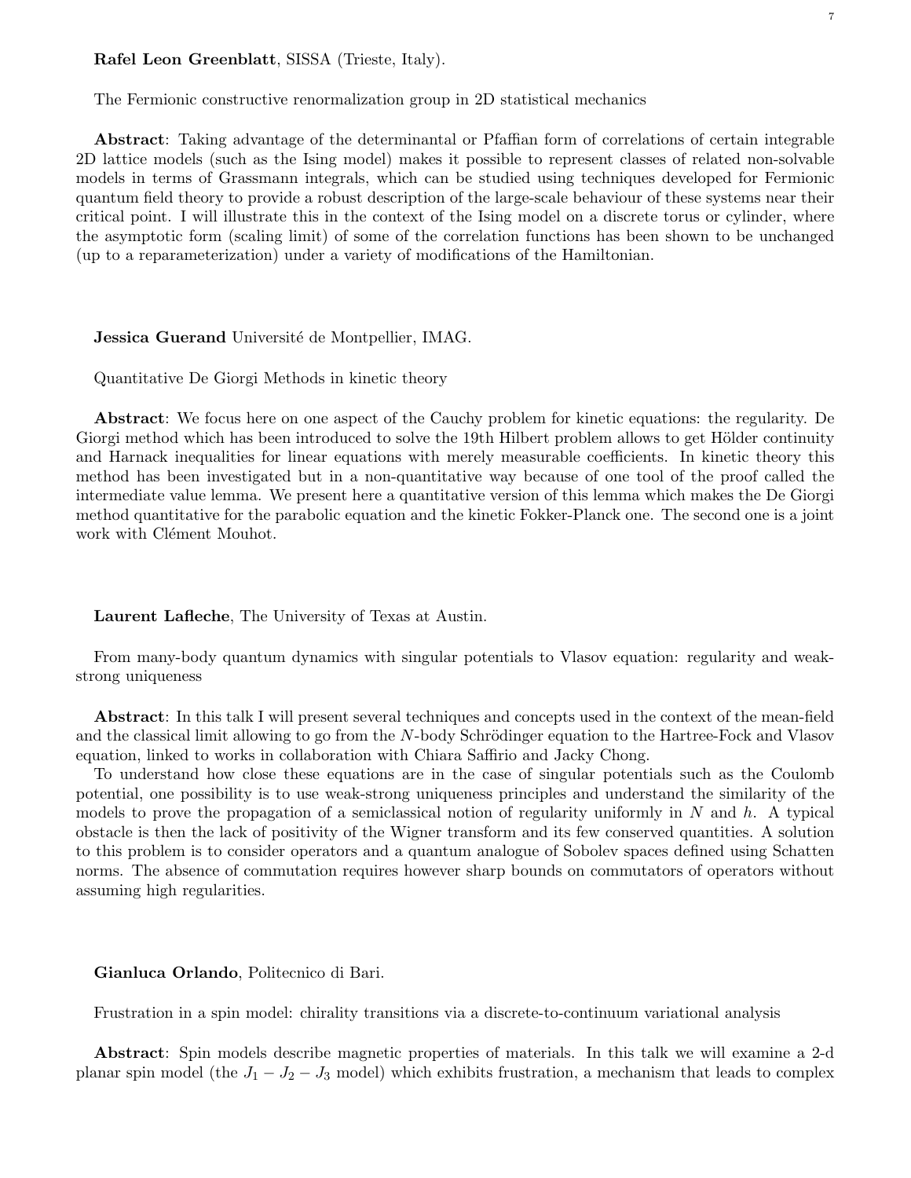**Rafel Leon Greenblatt**, SISSA (Trieste, Italy).

The Fermionic constructive renormalization group in 2D statistical mechanics

**Abstract**: Taking advantage of the determinantal or Pfaffian form of correlations of certain integrable 2D lattice models (such as the Ising model) makes it possible to represent classes of related non-solvable models in terms of Grassmann integrals, which can be studied using techniques developed for Fermionic quantum field theory to provide a robust description of the large-scale behaviour of these systems near their critical point. I will illustrate this in the context of the Ising model on a discrete torus or cylinder, where the asymptotic form (scaling limit) of some of the correlation functions has been shown to be unchanged (up to a reparameterization) under a variety of modifications of the Hamiltonian.

**Jessica Guerand** Université de Montpellier, IMAG.

Quantitative De Giorgi Methods in kinetic theory

**Abstract**: We focus here on one aspect of the Cauchy problem for kinetic equations: the regularity. De Giorgi method which has been introduced to solve the 19th Hilbert problem allows to get Hölder continuity and Harnack inequalities for linear equations with merely measurable coefficients. In kinetic theory this method has been investigated but in a non-quantitative way because of one tool of the proof called the intermediate value lemma. We present here a quantitative version of this lemma which makes the De Giorgi method quantitative for the parabolic equation and the kinetic Fokker-Planck one. The second one is a joint work with Clément Mouhot.

**Laurent Lafleche**, The University of Texas at Austin.

From many-body quantum dynamics with singular potentials to Vlasov equation: regularity and weak-strong uniqueness

**Abstract**: In this talk I will present several techniques and concepts used in the context of the mean-field and the classical limit allowing to go from the $N$-body Schrödinger equation to the Hartree-Fock and Vlasov equation, linked to works in collaboration with Chiara Saffirio and Jacky Chong.

To understand how close these equations are in the case of singular potentials such as the Coulomb potential, one possibility is to use weak-strong uniqueness principles and understand the similarity of the models to prove the propagation of a semiclassical notion of regularity uniformly in $N$ and $h$. A typical obstacle is then the lack of positivity of the Wigner transform and its few conserved quantities. A solution to this problem is to consider operators and a quantum analogue of Sobolev spaces defined using Schatten norms. The absence of commutation requires however sharp bounds on commutators of operators without assuming high regularities.

**Gianluca Orlando**, Politecnico di Bari.

Frustration in a spin model: chirality transitions via a discrete-to-continuum variational analysis

**Abstract**: Spin models describe magnetic properties of materials. In this talk we will examine a 2-d planar spin model (the $J_1 - J_2 - J_3$ model) which exhibits frustration, a mechanism that leads to complex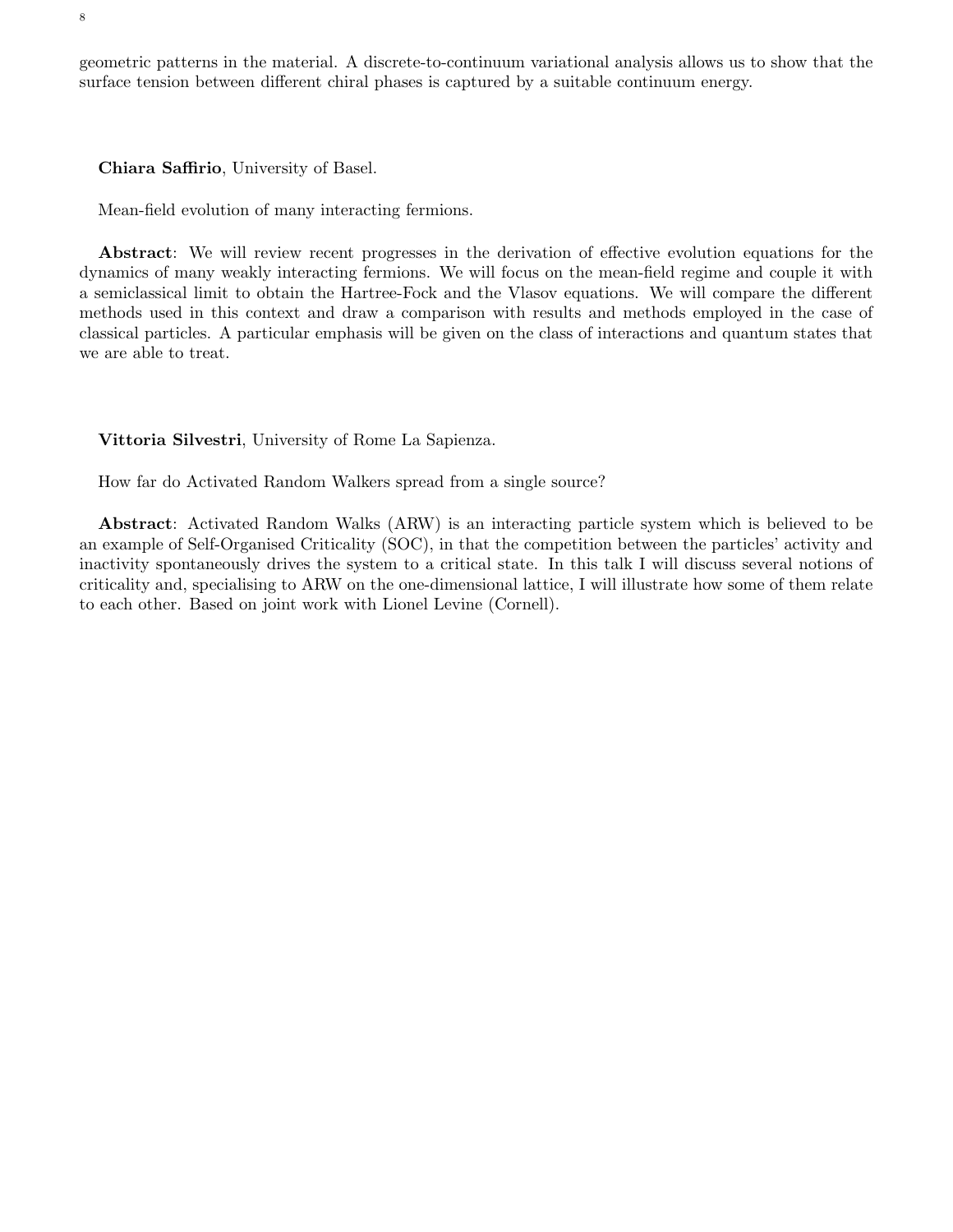geometric patterns in the material. A discrete-to-continuum variational analysis allows us to show that the surface tension between different chiral phases is captured by a suitable continuum energy.

**Chiara Saffirio**, University of Basel.

Mean-field evolution of many interacting fermions.

**Abstract**: We will review recent progresses in the derivation of effective evolution equations for the dynamics of many weakly interacting fermions. We will focus on the mean-field regime and couple it with a semiclassical limit to obtain the Hartree-Fock and the Vlasov equations. We will compare the different methods used in this context and draw a comparison with results and methods employed in the case of classical particles. A particular emphasis will be given on the class of interactions and quantum states that we are able to treat.

**Vittoria Silvestri**, University of Rome La Sapienza.

How far do Activated Random Walkers spread from a single source?

**Abstract**: Activated Random Walks (ARW) is an interacting particle system which is believed to be an example of Self-Organised Criticality (SOC), in that the competition between the particles' activity and inactivity spontaneously drives the system to a critical state. In this talk I will discuss several notions of criticality and, specialising to ARW on the one-dimensional lattice, I will illustrate how some of them relate to each other. Based on joint work with Lionel Levine (Cornell).